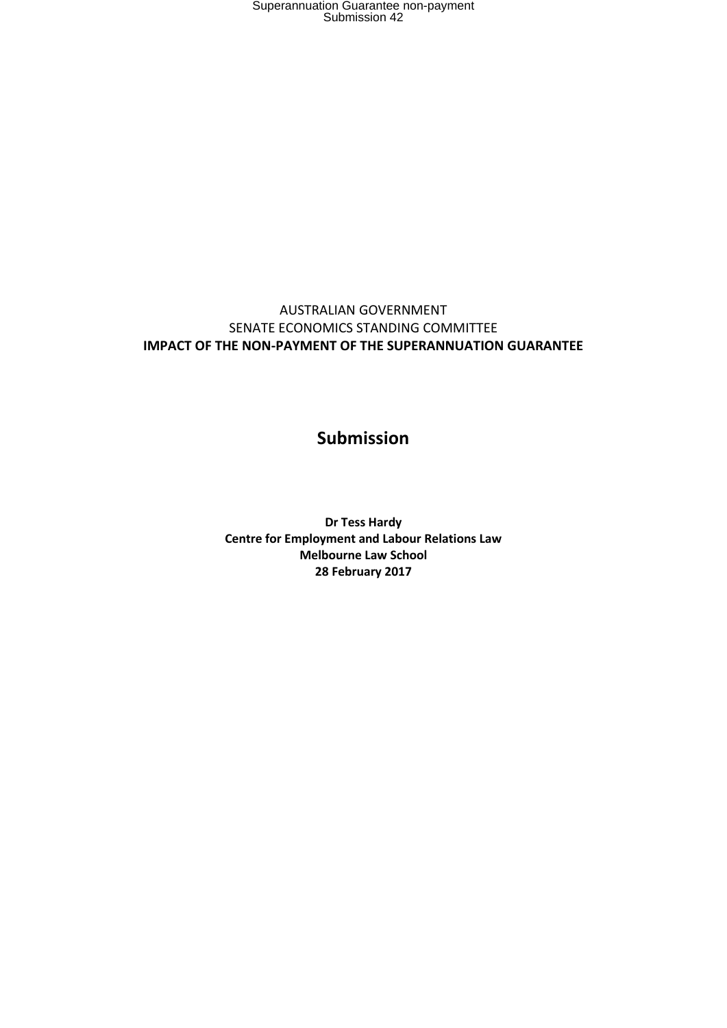AUSTRALIAN GOVERNMENT

SENATE ECONOMICS STANDING COMMITTEE

**IMPACT OF THE NON-PAYMENT OF THE SUPERANNUATION GUARANTEE**

# Submission

**Dr Tess Hardy**
**Centre for Employment and Labour Relations Law**
**Melbourne Law School**
**28 February 2017**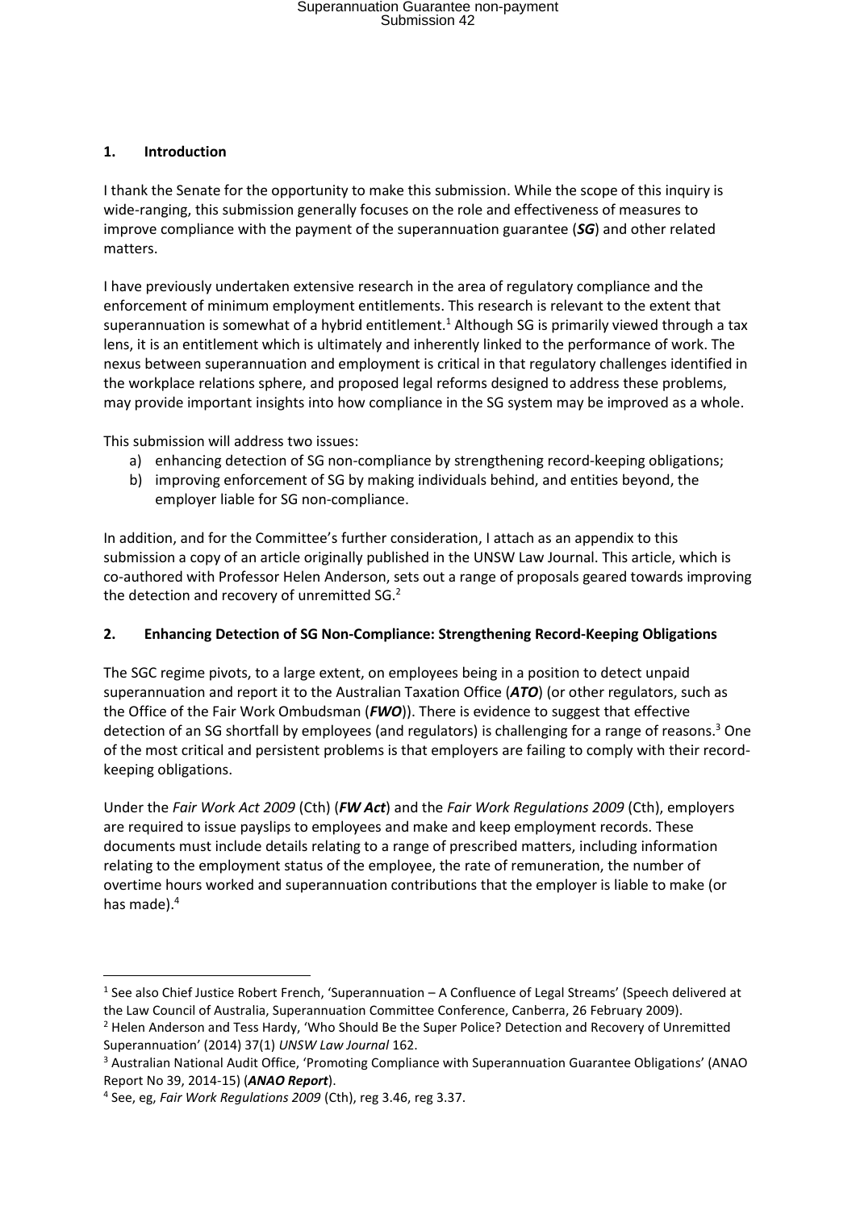## 1. Introduction

I thank the Senate for the opportunity to make this submission. While the scope of this inquiry is wide-ranging, this submission generally focuses on the role and effectiveness of measures to improve compliance with the payment of the superannuation guarantee (***SG***) and other related matters.

I have previously undertaken extensive research in the area of regulatory compliance and the enforcement of minimum employment entitlements. This research is relevant to the extent that superannuation is somewhat of a hybrid entitlement.[1] Although SG is primarily viewed through a tax lens, it is an entitlement which is ultimately and inherently linked to the performance of work. The nexus between superannuation and employment is critical in that regulatory challenges identified in the workplace relations sphere, and proposed legal reforms designed to address these problems, may provide important insights into how compliance in the SG system may be improved as a whole.

This submission will address two issues:

a) enhancing detection of SG non-compliance by strengthening record-keeping obligations;
b) improving enforcement of SG by making individuals behind, and entities beyond, the employer liable for SG non-compliance.

In addition, and for the Committee's further consideration, I attach as an appendix to this submission a copy of an article originally published in the UNSW Law Journal. This article, which is co-authored with Professor Helen Anderson, sets out a range of proposals geared towards improving the detection and recovery of unremitted SG.[2]

## 2. Enhancing Detection of SG Non-Compliance: Strengthening Record-Keeping Obligations

The SGC regime pivots, to a large extent, on employees being in a position to detect unpaid superannuation and report it to the Australian Taxation Office (***ATO***) (or other regulators, such as the Office of the Fair Work Ombudsman (***FWO***)). There is evidence to suggest that effective detection of an SG shortfall by employees (and regulators) is challenging for a range of reasons.[3] One of the most critical and persistent problems is that employers are failing to comply with their record-keeping obligations.

Under the *Fair Work Act 2009* (Cth) (***FW Act***) and the *Fair Work Regulations 2009* (Cth), employers are required to issue payslips to employees and make and keep employment records. These documents must include details relating to a range of prescribed matters, including information relating to the employment status of the employee, the rate of remuneration, the number of overtime hours worked and superannuation contributions that the employer is liable to make (or has made).[4]

---

[1] See also Chief Justice Robert French, 'Superannuation – A Confluence of Legal Streams' (Speech delivered at the Law Council of Australia, Superannuation Committee Conference, Canberra, 26 February 2009).

[2] Helen Anderson and Tess Hardy, 'Who Should Be the Super Police? Detection and Recovery of Unremitted Superannuation' (2014) 37(1) *UNSW Law Journal* 162.

[3] Australian National Audit Office, 'Promoting Compliance with Superannuation Guarantee Obligations' (ANAO Report No 39, 2014-15) (***ANAO Report***).

[4] See, eg, *Fair Work Regulations 2009* (Cth), reg 3.46, reg 3.37.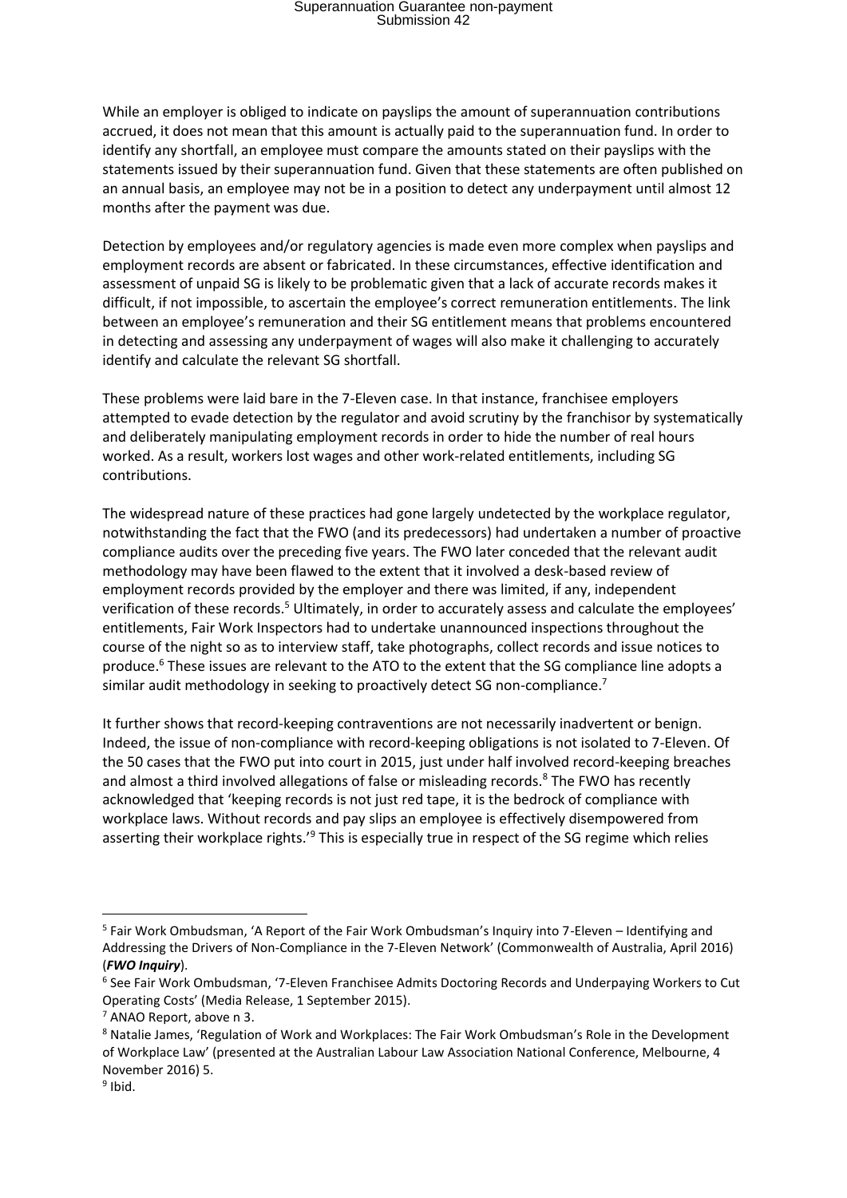While an employer is obliged to indicate on payslips the amount of superannuation contributions accrued, it does not mean that this amount is actually paid to the superannuation fund. In order to identify any shortfall, an employee must compare the amounts stated on their payslips with the statements issued by their superannuation fund. Given that these statements are often published on an annual basis, an employee may not be in a position to detect any underpayment until almost 12 months after the payment was due.

Detection by employees and/or regulatory agencies is made even more complex when payslips and employment records are absent or fabricated. In these circumstances, effective identification and assessment of unpaid SG is likely to be problematic given that a lack of accurate records makes it difficult, if not impossible, to ascertain the employee's correct remuneration entitlements. The link between an employee's remuneration and their SG entitlement means that problems encountered in detecting and assessing any underpayment of wages will also make it challenging to accurately identify and calculate the relevant SG shortfall.

These problems were laid bare in the 7-Eleven case. In that instance, franchisee employers attempted to evade detection by the regulator and avoid scrutiny by the franchisor by systematically and deliberately manipulating employment records in order to hide the number of real hours worked. As a result, workers lost wages and other work-related entitlements, including SG contributions.

The widespread nature of these practices had gone largely undetected by the workplace regulator, notwithstanding the fact that the FWO (and its predecessors) had undertaken a number of proactive compliance audits over the preceding five years. The FWO later conceded that the relevant audit methodology may have been flawed to the extent that it involved a desk-based review of employment records provided by the employer and there was limited, if any, independent verification of these records.[5] Ultimately, in order to accurately assess and calculate the employees' entitlements, Fair Work Inspectors had to undertake unannounced inspections throughout the course of the night so as to interview staff, take photographs, collect records and issue notices to produce.[6] These issues are relevant to the ATO to the extent that the SG compliance line adopts a similar audit methodology in seeking to proactively detect SG non-compliance.[7]

It further shows that record-keeping contraventions are not necessarily inadvertent or benign. Indeed, the issue of non-compliance with record-keeping obligations is not isolated to 7-Eleven. Of the 50 cases that the FWO put into court in 2015, just under half involved record-keeping breaches and almost a third involved allegations of false or misleading records.[8] The FWO has recently acknowledged that 'keeping records is not just red tape, it is the bedrock of compliance with workplace laws. Without records and pay slips an employee is effectively disempowered from asserting their workplace rights.'[9] This is especially true in respect of the SG regime which relies

---

[5] Fair Work Ombudsman, 'A Report of the Fair Work Ombudsman's Inquiry into 7-Eleven – Identifying and Addressing the Drivers of Non-Compliance in the 7-Eleven Network' (Commonwealth of Australia, April 2016) (***FWO Inquiry***).

[6] See Fair Work Ombudsman, '7-Eleven Franchisee Admits Doctoring Records and Underpaying Workers to Cut Operating Costs' (Media Release, 1 September 2015).

[7] ANAO Report, above n 3.

[8] Natalie James, 'Regulation of Work and Workplaces: The Fair Work Ombudsman's Role in the Development of Workplace Law' (presented at the Australian Labour Law Association National Conference, Melbourne, 4 November 2016) 5.

[9] Ibid.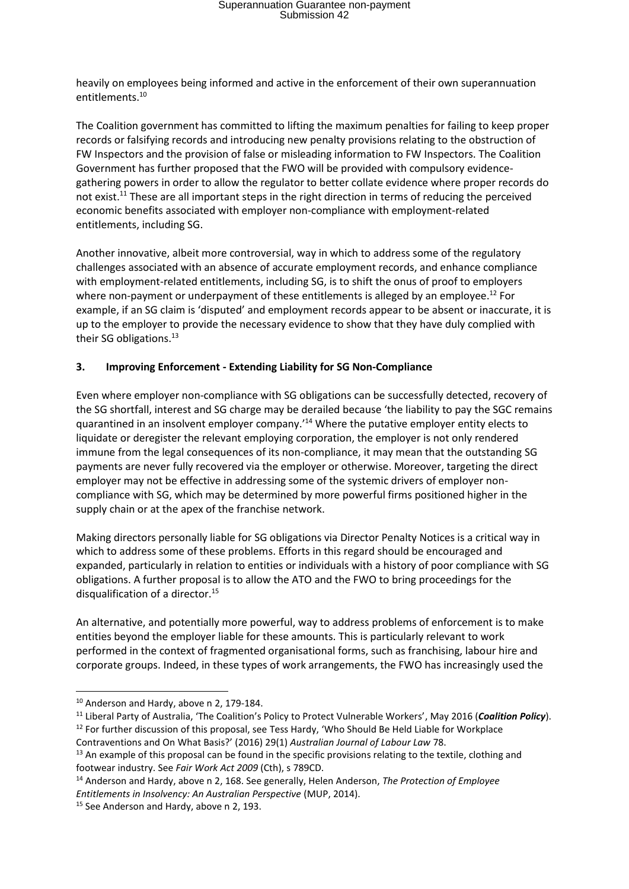heavily on employees being informed and active in the enforcement of their own superannuation entitlements.[10]

The Coalition government has committed to lifting the maximum penalties for failing to keep proper records or falsifying records and introducing new penalty provisions relating to the obstruction of FW Inspectors and the provision of false or misleading information to FW Inspectors. The Coalition Government has further proposed that the FWO will be provided with compulsory evidence-gathering powers in order to allow the regulator to better collate evidence where proper records do not exist.[11] These are all important steps in the right direction in terms of reducing the perceived economic benefits associated with employer non-compliance with employment-related entitlements, including SG.

Another innovative, albeit more controversial, way in which to address some of the regulatory challenges associated with an absence of accurate employment records, and enhance compliance with employment-related entitlements, including SG, is to shift the onus of proof to employers where non-payment or underpayment of these entitlements is alleged by an employee.[12] For example, if an SG claim is 'disputed' and employment records appear to be absent or inaccurate, it is up to the employer to provide the necessary evidence to show that they have duly complied with their SG obligations.[13]

### 3. Improving Enforcement - Extending Liability for SG Non-Compliance

Even where employer non-compliance with SG obligations can be successfully detected, recovery of the SG shortfall, interest and SG charge may be derailed because 'the liability to pay the SGC remains quarantined in an insolvent employer company.'[14] Where the putative employer entity elects to liquidate or deregister the relevant employing corporation, the employer is not only rendered immune from the legal consequences of its non-compliance, it may mean that the outstanding SG payments are never fully recovered via the employer or otherwise. Moreover, targeting the direct employer may not be effective in addressing some of the systemic drivers of employer non-compliance with SG, which may be determined by more powerful firms positioned higher in the supply chain or at the apex of the franchise network.

Making directors personally liable for SG obligations via Director Penalty Notices is a critical way in which to address some of these problems. Efforts in this regard should be encouraged and expanded, particularly in relation to entities or individuals with a history of poor compliance with SG obligations. A further proposal is to allow the ATO and the FWO to bring proceedings for the disqualification of a director.[15]

An alternative, and potentially more powerful, way to address problems of enforcement is to make entities beyond the employer liable for these amounts. This is particularly relevant to work performed in the context of fragmented organisational forms, such as franchising, labour hire and corporate groups. Indeed, in these types of work arrangements, the FWO has increasingly used the

---

[10] Anderson and Hardy, above n 2, 179-184.

[11] Liberal Party of Australia, 'The Coalition's Policy to Protect Vulnerable Workers', May 2016 (***Coalition Policy***).

[12] For further discussion of this proposal, see Tess Hardy, 'Who Should Be Held Liable for Workplace Contraventions and On What Basis?' (2016) 29(1) *Australian Journal of Labour Law* 78.

[13] An example of this proposal can be found in the specific provisions relating to the textile, clothing and footwear industry. See *Fair Work Act 2009* (Cth), s 789CD.

[14] Anderson and Hardy, above n 2, 168. See generally, Helen Anderson, *The Protection of Employee Entitlements in Insolvency: An Australian Perspective* (MUP, 2014).

[15] See Anderson and Hardy, above n 2, 193.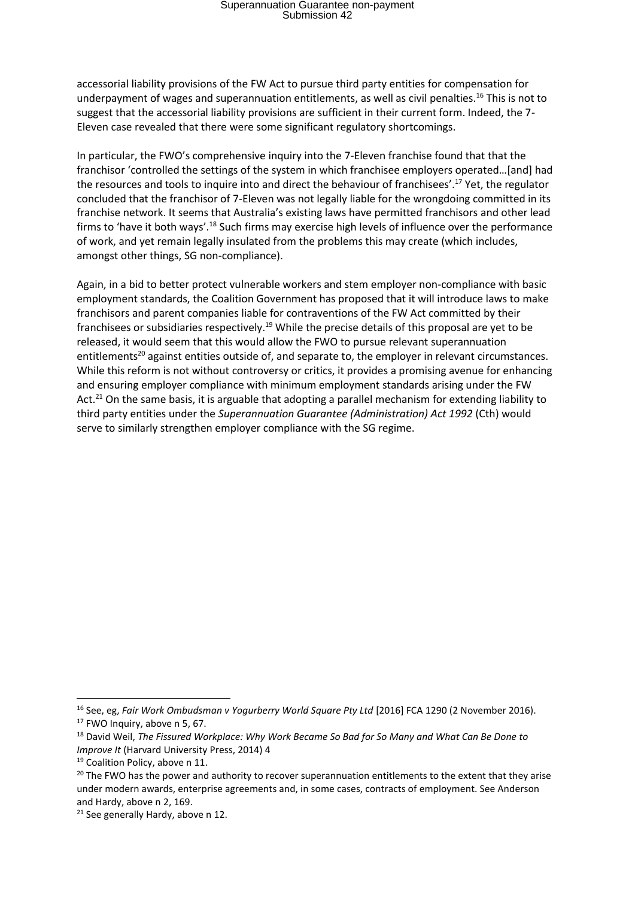accessorial liability provisions of the FW Act to pursue third party entities for compensation for underpayment of wages and superannuation entitlements, as well as civil penalties.[16] This is not to suggest that the accessorial liability provisions are sufficient in their current form. Indeed, the 7-Eleven case revealed that there were some significant regulatory shortcomings.

In particular, the FWO's comprehensive inquiry into the 7-Eleven franchise found that that the franchisor 'controlled the settings of the system in which franchisee employers operated…[and] had the resources and tools to inquire into and direct the behaviour of franchisees'.[17] Yet, the regulator concluded that the franchisor of 7-Eleven was not legally liable for the wrongdoing committed in its franchise network. It seems that Australia's existing laws have permitted franchisors and other lead firms to 'have it both ways'.[18] Such firms may exercise high levels of influence over the performance of work, and yet remain legally insulated from the problems this may create (which includes, amongst other things, SG non-compliance).

Again, in a bid to better protect vulnerable workers and stem employer non-compliance with basic employment standards, the Coalition Government has proposed that it will introduce laws to make franchisors and parent companies liable for contraventions of the FW Act committed by their franchisees or subsidiaries respectively.[19] While the precise details of this proposal are yet to be released, it would seem that this would allow the FWO to pursue relevant superannuation entitlements[20] against entities outside of, and separate to, the employer in relevant circumstances. While this reform is not without controversy or critics, it provides a promising avenue for enhancing and ensuring employer compliance with minimum employment standards arising under the FW Act.[21] On the same basis, it is arguable that adopting a parallel mechanism for extending liability to third party entities under the *Superannuation Guarantee (Administration) Act 1992* (Cth) would serve to similarly strengthen employer compliance with the SG regime.

---

[16] See, eg, *Fair Work Ombudsman v Yogurberry World Square Pty Ltd* [2016] FCA 1290 (2 November 2016).

[17] FWO Inquiry, above n 5, 67.

[18] David Weil, *The Fissured Workplace: Why Work Became So Bad for So Many and What Can Be Done to Improve It* (Harvard University Press, 2014) 4

[19] Coalition Policy, above n 11.

[20] The FWO has the power and authority to recover superannuation entitlements to the extent that they arise under modern awards, enterprise agreements and, in some cases, contracts of employment. See Anderson and Hardy, above n 2, 169.

[21] See generally Hardy, above n 12.